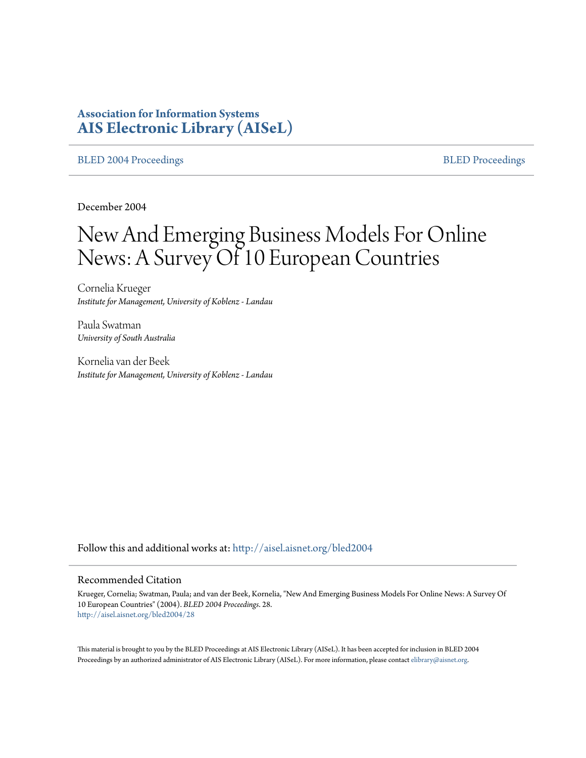# Association for Information Systems
# AIS Electronic Library (AISeL)

BLED 2004 Proceedings

BLED Proceedings

December 2004

# New And Emerging Business Models For Online News: A Survey Of 10 European Countries

Cornelia Krueger
*Institute for Management, University of Koblenz - Landau*

Paula Swatman
*University of South Australia*

Kornelia van der Beek
*Institute for Management, University of Koblenz - Landau*

Follow this and additional works at: http://aisel.aisnet.org/bled2004

## Recommended Citation

Krueger, Cornelia; Swatman, Paula; and van der Beek, Kornelia, "New And Emerging Business Models For Online News: A Survey Of 10 European Countries" (2004). *BLED 2004 Proceedings*. 28.
http://aisel.aisnet.org/bled2004/28

This material is brought to you by the BLED Proceedings at AIS Electronic Library (AISeL). It has been accepted for inclusion in BLED 2004 Proceedings by an authorized administrator of AIS Electronic Library (AISeL). For more information, please contact elibrary@aisnet.org.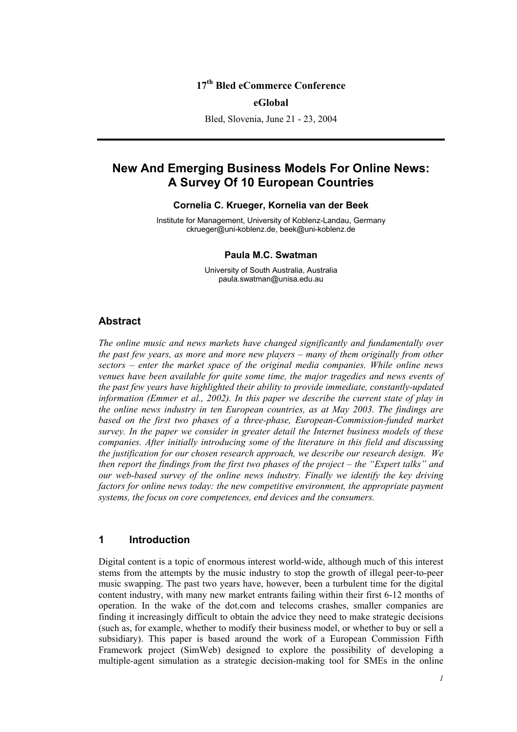17th Bled eCommerce Conference

**eGlobal**

Bled, Slovenia, June 21 - 23, 2004

---

# New And Emerging Business Models For Online News: A Survey Of 10 European Countries

**Cornelia C. Krueger, Kornelia van der Beek**

Institute for Management, University of Koblenz-Landau, Germany
ckrueger@uni-koblenz.de, beek@uni-koblenz.de

**Paula M.C. Swatman**

University of South Australia, Australia
paula.swatman@unisa.edu.au

## Abstract

*The online music and news markets have changed significantly and fundamentally over the past few years, as more and more new players – many of them originally from other sectors – enter the market space of the original media companies. While online news venues have been available for quite some time, the major tragedies and news events of the past few years have highlighted their ability to provide immediate, constantly-updated information (Emmer et al., 2002). In this paper we describe the current state of play in the online news industry in ten European countries, as at May 2003. The findings are based on the first two phases of a three-phase, European-Commission-funded market survey. In the paper we consider in greater detail the Internet business models of these companies. After initially introducing some of the literature in this field and discussing the justification for our chosen research approach, we describe our research design. We then report the findings from the first two phases of the project – the "Expert talks" and our web-based survey of the online news industry. Finally we identify the key driving factors for online news today: the new competitive environment, the appropriate payment systems, the focus on core competences, end devices and the consumers.*

## 1 Introduction

Digital content is a topic of enormous interest world-wide, although much of this interest stems from the attempts by the music industry to stop the growth of illegal peer-to-peer music swapping. The past two years have, however, been a turbulent time for the digital content industry, with many new market entrants failing within their first 6-12 months of operation. In the wake of the dot.com and telecoms crashes, smaller companies are finding it increasingly difficult to obtain the advice they need to make strategic decisions (such as, for example, whether to modify their business model, or whether to buy or sell a subsidiary). This paper is based around the work of a European Commission Fifth Framework project (SimWeb) designed to explore the possibility of developing a multiple-agent simulation as a strategic decision-making tool for SMEs in the online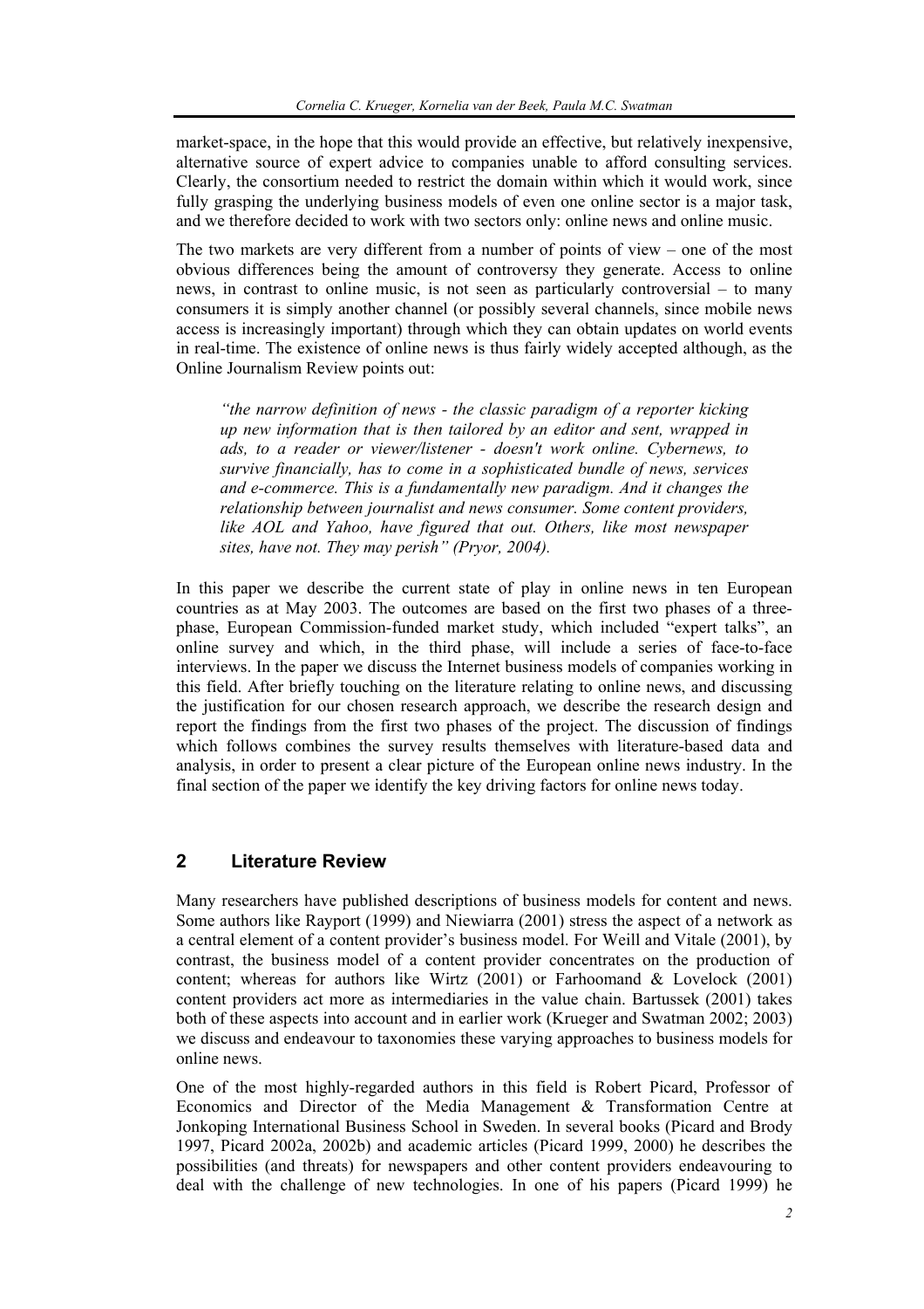market-space, in the hope that this would provide an effective, but relatively inexpensive, alternative source of expert advice to companies unable to afford consulting services. Clearly, the consortium needed to restrict the domain within which it would work, since fully grasping the underlying business models of even one online sector is a major task, and we therefore decided to work with two sectors only: online news and online music.

The two markets are very different from a number of points of view – one of the most obvious differences being the amount of controversy they generate. Access to online news, in contrast to online music, is not seen as particularly controversial – to many consumers it is simply another channel (or possibly several channels, since mobile news access is increasingly important) through which they can obtain updates on world events in real-time. The existence of online news is thus fairly widely accepted although, as the Online Journalism Review points out:

> *"the narrow definition of news - the classic paradigm of a reporter kicking up new information that is then tailored by an editor and sent, wrapped in ads, to a reader or viewer/listener - doesn't work online. Cybernews, to survive financially, has to come in a sophisticated bundle of news, services and e-commerce. This is a fundamentally new paradigm. And it changes the relationship between journalist and news consumer. Some content providers, like AOL and Yahoo, have figured that out. Others, like most newspaper sites, have not. They may perish" (Pryor, 2004).*

In this paper we describe the current state of play in online news in ten European countries as at May 2003. The outcomes are based on the first two phases of a three-phase, European Commission-funded market study, which included "expert talks", an online survey and which, in the third phase, will include a series of face-to-face interviews. In the paper we discuss the Internet business models of companies working in this field. After briefly touching on the literature relating to online news, and discussing the justification for our chosen research approach, we describe the research design and report the findings from the first two phases of the project. The discussion of findings which follows combines the survey results themselves with literature-based data and analysis, in order to present a clear picture of the European online news industry. In the final section of the paper we identify the key driving factors for online news today.

## 2 Literature Review

Many researchers have published descriptions of business models for content and news. Some authors like Rayport (1999) and Niewiarra (2001) stress the aspect of a network as a central element of a content provider's business model. For Weill and Vitale (2001), by contrast, the business model of a content provider concentrates on the production of content; whereas for authors like Wirtz (2001) or Farhoomand & Lovelock (2001) content providers act more as intermediaries in the value chain. Bartussek (2001) takes both of these aspects into account and in earlier work (Krueger and Swatman 2002; 2003) we discuss and endeavour to taxonomies these varying approaches to business models for online news.

One of the most highly-regarded authors in this field is Robert Picard, Professor of Economics and Director of the Media Management & Transformation Centre at Jonkoping International Business School in Sweden. In several books (Picard and Brody 1997, Picard 2002a, 2002b) and academic articles (Picard 1999, 2000) he describes the possibilities (and threats) for newspapers and other content providers endeavouring to deal with the challenge of new technologies. In one of his papers (Picard 1999) he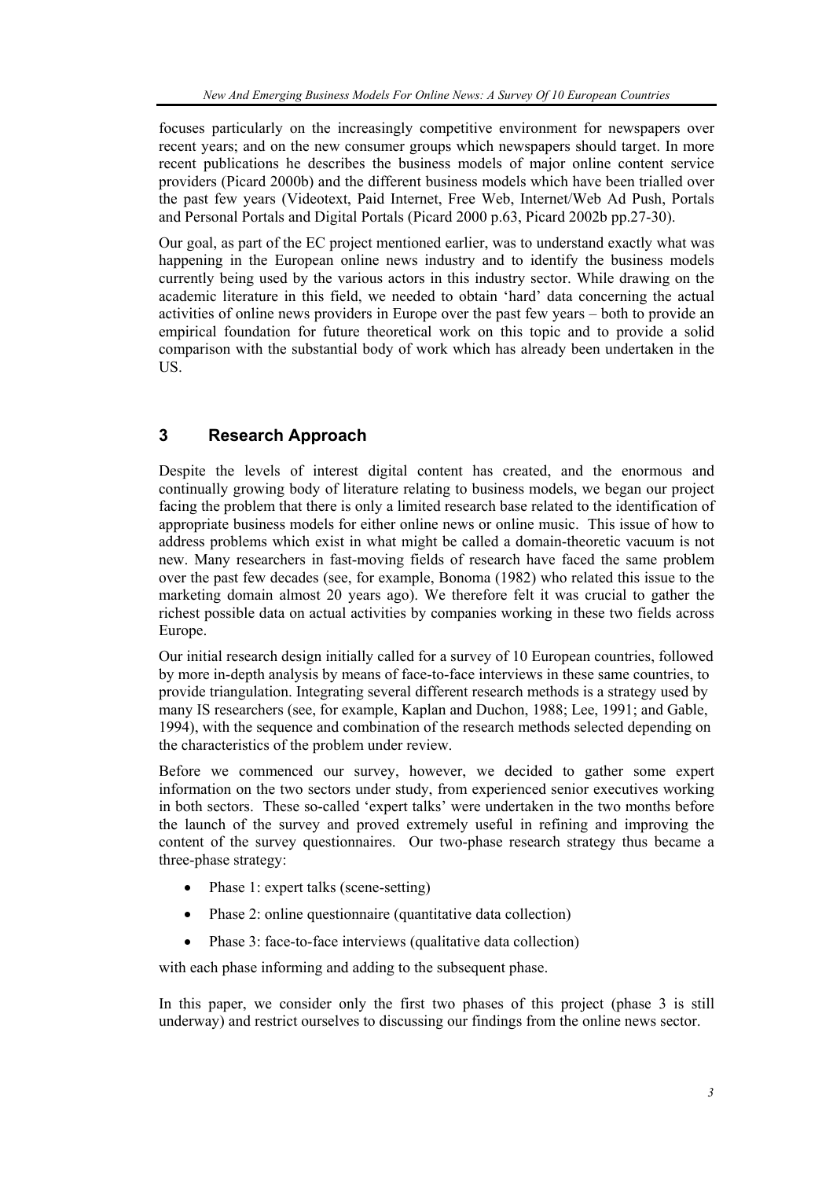focuses particularly on the increasingly competitive environment for newspapers over recent years; and on the new consumer groups which newspapers should target. In more recent publications he describes the business models of major online content service providers (Picard 2000b) and the different business models which have been trialled over the past few years (Videotext, Paid Internet, Free Web, Internet/Web Ad Push, Portals and Personal Portals and Digital Portals (Picard 2000 p.63, Picard 2002b pp.27-30).

Our goal, as part of the EC project mentioned earlier, was to understand exactly what was happening in the European online news industry and to identify the business models currently being used by the various actors in this industry sector. While drawing on the academic literature in this field, we needed to obtain 'hard' data concerning the actual activities of online news providers in Europe over the past few years – both to provide an empirical foundation for future theoretical work on this topic and to provide a solid comparison with the substantial body of work which has already been undertaken in the US.

## 3 Research Approach

Despite the levels of interest digital content has created, and the enormous and continually growing body of literature relating to business models, we began our project facing the problem that there is only a limited research base related to the identification of appropriate business models for either online news or online music. This issue of how to address problems which exist in what might be called a domain-theoretic vacuum is not new. Many researchers in fast-moving fields of research have faced the same problem over the past few decades (see, for example, Bonoma (1982) who related this issue to the marketing domain almost 20 years ago). We therefore felt it was crucial to gather the richest possible data on actual activities by companies working in these two fields across Europe.

Our initial research design initially called for a survey of 10 European countries, followed by more in-depth analysis by means of face-to-face interviews in these same countries, to provide triangulation. Integrating several different research methods is a strategy used by many IS researchers (see, for example, Kaplan and Duchon, 1988; Lee, 1991; and Gable, 1994), with the sequence and combination of the research methods selected depending on the characteristics of the problem under review.

Before we commenced our survey, however, we decided to gather some expert information on the two sectors under study, from experienced senior executives working in both sectors. These so-called 'expert talks' were undertaken in the two months before the launch of the survey and proved extremely useful in refining and improving the content of the survey questionnaires. Our two-phase research strategy thus became a three-phase strategy:

- Phase 1: expert talks (scene-setting)
- Phase 2: online questionnaire (quantitative data collection)
- Phase 3: face-to-face interviews (qualitative data collection)

with each phase informing and adding to the subsequent phase.

In this paper, we consider only the first two phases of this project (phase 3 is still underway) and restrict ourselves to discussing our findings from the online news sector.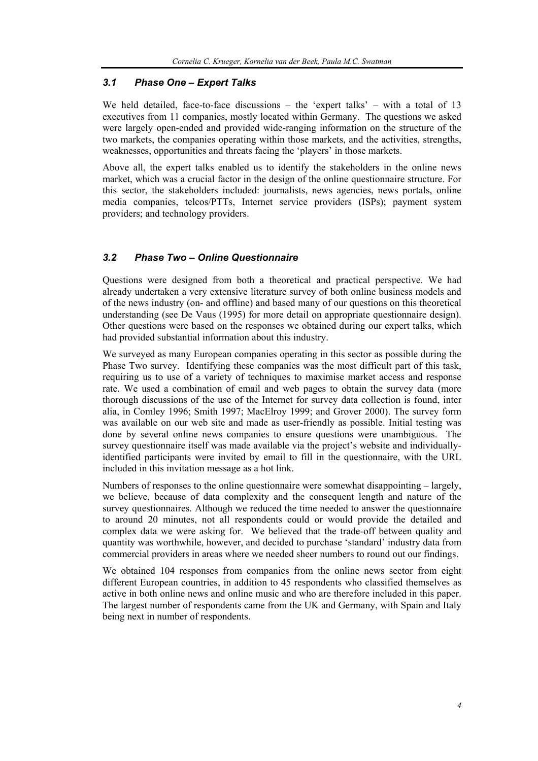### *3.1 Phase One – Expert Talks*

We held detailed, face-to-face discussions – the 'expert talks' – with a total of 13 executives from 11 companies, mostly located within Germany. The questions we asked were largely open-ended and provided wide-ranging information on the structure of the two markets, the companies operating within those markets, and the activities, strengths, weaknesses, opportunities and threats facing the 'players' in those markets.

Above all, the expert talks enabled us to identify the stakeholders in the online news market, which was a crucial factor in the design of the online questionnaire structure. For this sector, the stakeholders included: journalists, news agencies, news portals, online media companies, telcos/PTTs, Internet service providers (ISPs); payment system providers; and technology providers.

### *3.2 Phase Two – Online Questionnaire*

Questions were designed from both a theoretical and practical perspective. We had already undertaken a very extensive literature survey of both online business models and of the news industry (on- and offline) and based many of our questions on this theoretical understanding (see De Vaus (1995) for more detail on appropriate questionnaire design). Other questions were based on the responses we obtained during our expert talks, which had provided substantial information about this industry.

We surveyed as many European companies operating in this sector as possible during the Phase Two survey. Identifying these companies was the most difficult part of this task, requiring us to use of a variety of techniques to maximise market access and response rate. We used a combination of email and web pages to obtain the survey data (more thorough discussions of the use of the Internet for survey data collection is found, inter alia, in Comley 1996; Smith 1997; MacElroy 1999; and Grover 2000). The survey form was available on our web site and made as user-friendly as possible. Initial testing was done by several online news companies to ensure questions were unambiguous. The survey questionnaire itself was made available via the project's website and individually-identified participants were invited by email to fill in the questionnaire, with the URL included in this invitation message as a hot link.

Numbers of responses to the online questionnaire were somewhat disappointing – largely, we believe, because of data complexity and the consequent length and nature of the survey questionnaires. Although we reduced the time needed to answer the questionnaire to around 20 minutes, not all respondents could or would provide the detailed and complex data we were asking for. We believed that the trade-off between quality and quantity was worthwhile, however, and decided to purchase 'standard' industry data from commercial providers in areas where we needed sheer numbers to round out our findings.

We obtained 104 responses from companies from the online news sector from eight different European countries, in addition to 45 respondents who classified themselves as active in both online news and online music and who are therefore included in this paper. The largest number of respondents came from the UK and Germany, with Spain and Italy being next in number of respondents.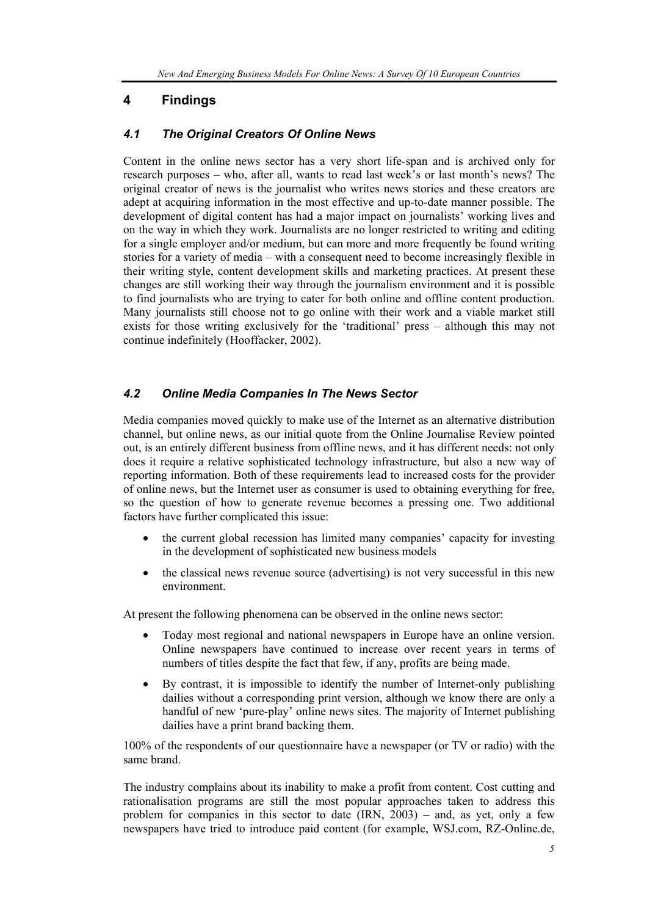## 4 Findings

### *4.1 The Original Creators Of Online News*

Content in the online news sector has a very short life-span and is archived only for research purposes – who, after all, wants to read last week's or last month's news? The original creator of news is the journalist who writes news stories and these creators are adept at acquiring information in the most effective and up-to-date manner possible. The development of digital content has had a major impact on journalists' working lives and on the way in which they work. Journalists are no longer restricted to writing and editing for a single employer and/or medium, but can more and more frequently be found writing stories for a variety of media – with a consequent need to become increasingly flexible in their writing style, content development skills and marketing practices. At present these changes are still working their way through the journalism environment and it is possible to find journalists who are trying to cater for both online and offline content production. Many journalists still choose not to go online with their work and a viable market still exists for those writing exclusively for the 'traditional' press – although this may not continue indefinitely (Hooffacker, 2002).

### *4.2 Online Media Companies In The News Sector*

Media companies moved quickly to make use of the Internet as an alternative distribution channel, but online news, as our initial quote from the Online Journalise Review pointed out, is an entirely different business from offline news, and it has different needs: not only does it require a relative sophisticated technology infrastructure, but also a new way of reporting information. Both of these requirements lead to increased costs for the provider of online news, but the Internet user as consumer is used to obtaining everything for free, so the question of how to generate revenue becomes a pressing one. Two additional factors have further complicated this issue:

- the current global recession has limited many companies' capacity for investing in the development of sophisticated new business models
- the classical news revenue source (advertising) is not very successful in this new environment.

At present the following phenomena can be observed in the online news sector:

- Today most regional and national newspapers in Europe have an online version. Online newspapers have continued to increase over recent years in terms of numbers of titles despite the fact that few, if any, profits are being made.
- By contrast, it is impossible to identify the number of Internet-only publishing dailies without a corresponding print version, although we know there are only a handful of new 'pure-play' online news sites. The majority of Internet publishing dailies have a print brand backing them.

100% of the respondents of our questionnaire have a newspaper (or TV or radio) with the same brand.

The industry complains about its inability to make a profit from content. Cost cutting and rationalisation programs are still the most popular approaches taken to address this problem for companies in this sector to date (IRN, 2003) – and, as yet, only a few newspapers have tried to introduce paid content (for example, WSJ.com, RZ-Online.de,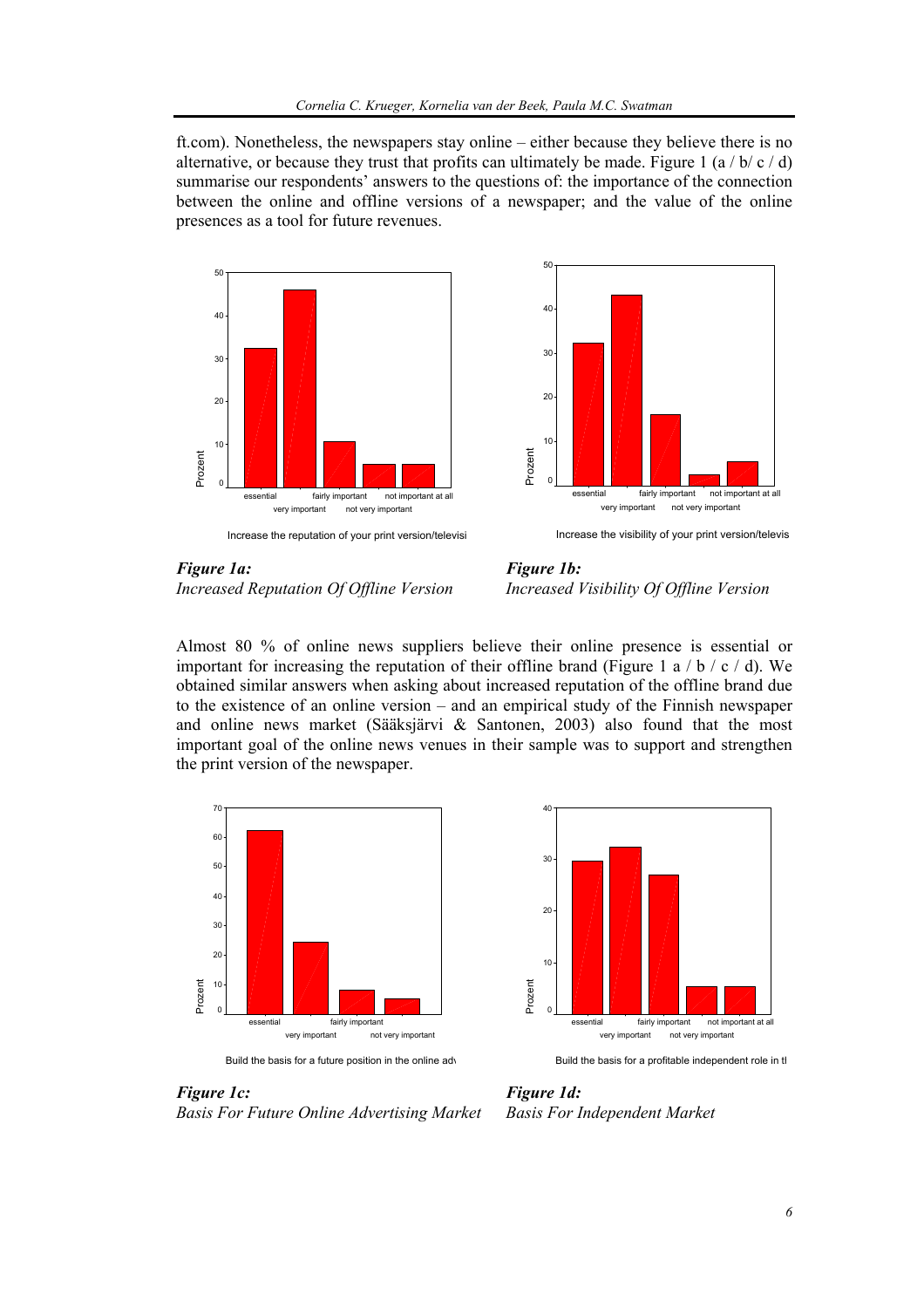ft.com). Nonetheless, the newspapers stay online – either because they believe there is no alternative, or because they trust that profits can ultimately be made. Figure 1 (a / b/ c / d) summarise our respondents' answers to the questions of: the importance of the connection between the online and offline versions of a newspaper; and the value of the online presences as a tool for future revenues.

***Figure 1a:***
*Increased Reputation Of Offline Version*

***Figure 1b:***
*Increased Visibility Of Offline Version*

Almost 80 % of online news suppliers believe their online presence is essential or important for increasing the reputation of their offline brand (Figure 1 a / b / c / d). We obtained similar answers when asking about increased reputation of the offline brand due to the existence of an online version – and an empirical study of the Finnish newspaper and online news market (Sääksjärvi & Santonen, 2003) also found that the most important goal of the online news venues in their sample was to support and strengthen the print version of the newspaper.

***Figure 1c:***
*Basis For Future Online Advertising Market*

***Figure 1d:***
*Basis For Independent Market*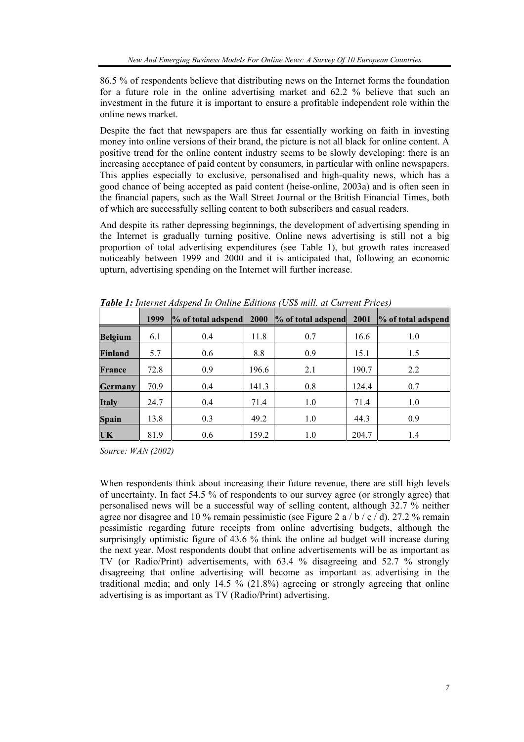86.5 % of respondents believe that distributing news on the Internet forms the foundation for a future role in the online advertising market and 62.2 % believe that such an investment in the future it is important to ensure a profitable independent role within the online news market.

Despite the fact that newspapers are thus far essentially working on faith in investing money into online versions of their brand, the picture is not all black for online content. A positive trend for the online content industry seems to be slowly developing: there is an increasing acceptance of paid content by consumers, in particular with online newspapers. This applies especially to exclusive, personalised and high-quality news, which has a good chance of being accepted as paid content (heise-online, 2003a) and is often seen in the financial papers, such as the Wall Street Journal or the British Financial Times, both of which are successfully selling content to both subscribers and casual readers.

And despite its rather depressing beginnings, the development of advertising spending in the Internet is gradually turning positive. Online news advertising is still not a big proportion of total advertising expenditures (see Table 1), but growth rates increased noticeably between 1999 and 2000 and it is anticipated that, following an economic upturn, advertising spending on the Internet will further increase.

***Table 1:*** *Internet Adspend In Online Editions (US$ mill. at Current Prices)*

| | 1999 | % of total adspend | 2000 | % of total adspend | 2001 | % of total adspend |
|---|---|---|---|---|---|---|
| **Belgium** | 6.1 | 0.4 | 11.8 | 0.7 | 16.6 | 1.0 |
| **Finland** | 5.7 | 0.6 | 8.8 | 0.9 | 15.1 | 1.5 |
| **France** | 72.8 | 0.9 | 196.6 | 2.1 | 190.7 | 2.2 |
| **Germany** | 70.9 | 0.4 | 141.3 | 0.8 | 124.4 | 0.7 |
| **Italy** | 24.7 | 0.4 | 71.4 | 1.0 | 71.4 | 1.0 |
| **Spain** | 13.8 | 0.3 | 49.2 | 1.0 | 44.3 | 0.9 |
| **UK** | 81.9 | 0.6 | 159.2 | 1.0 | 204.7 | 1.4 |

*Source: WAN (2002)*

When respondents think about increasing their future revenue, there are still high levels of uncertainty. In fact 54.5 % of respondents to our survey agree (or strongly agree) that personalised news will be a successful way of selling content, although 32.7 % neither agree nor disagree and 10 % remain pessimistic (see Figure 2 a / b / c / d). 27.2 % remain pessimistic regarding future receipts from online advertising budgets, although the surprisingly optimistic figure of 43.6 % think the online ad budget will increase during the next year. Most respondents doubt that online advertisements will be as important as TV (or Radio/Print) advertisements, with 63.4 % disagreeing and 52.7 % strongly disagreeing that online advertising will become as important as advertising in the traditional media; and only 14.5 % (21.8%) agreeing or strongly agreeing that online advertising is as important as TV (Radio/Print) advertising.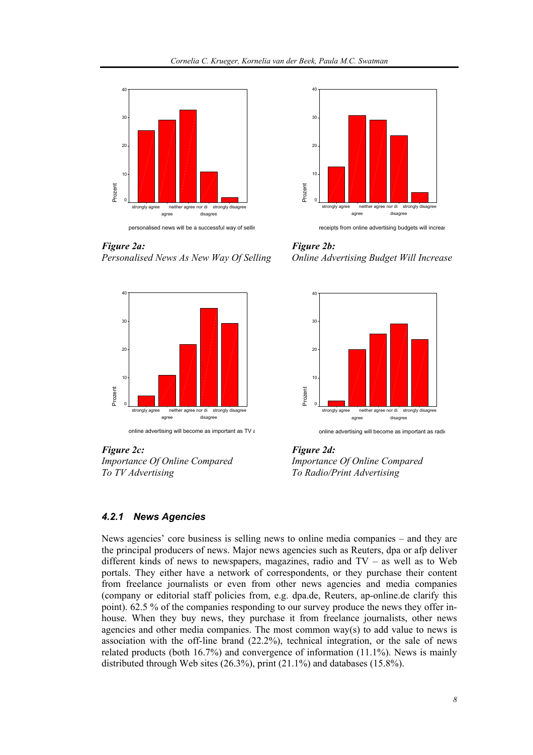*Figure 2a:*
*Personalised News As New Way Of Selling*

*Figure 2b:*
*Online Advertising Budget Will Increase*

*Figure 2c:*
*Importance Of Online Compared To TV Advertising*

*Figure 2d:*
*Importance Of Online Compared To Radio/Print Advertising*

### *4.2.1 News Agencies*

News agencies' core business is selling news to online media companies – and they are the principal producers of news. Major news agencies such as Reuters, dpa or afp deliver different kinds of news to newspapers, magazines, radio and TV – as well as to Web portals. They either have a network of correspondents, or they purchase their content from freelance journalists or even from other news agencies and media companies (company or editorial staff policies from, e.g. dpa.de, Reuters, ap-online.de clarify this point). 62.5 % of the companies responding to our survey produce the news they offer in-house. When they buy news, they purchase it from freelance journalists, other news agencies and other media companies. The most common way(s) to add value to news is association with the off-line brand (22.2%), technical integration, or the sale of news related products (both 16.7%) and convergence of information (11.1%). News is mainly distributed through Web sites (26.3%), print (21.1%) and databases (15.8%).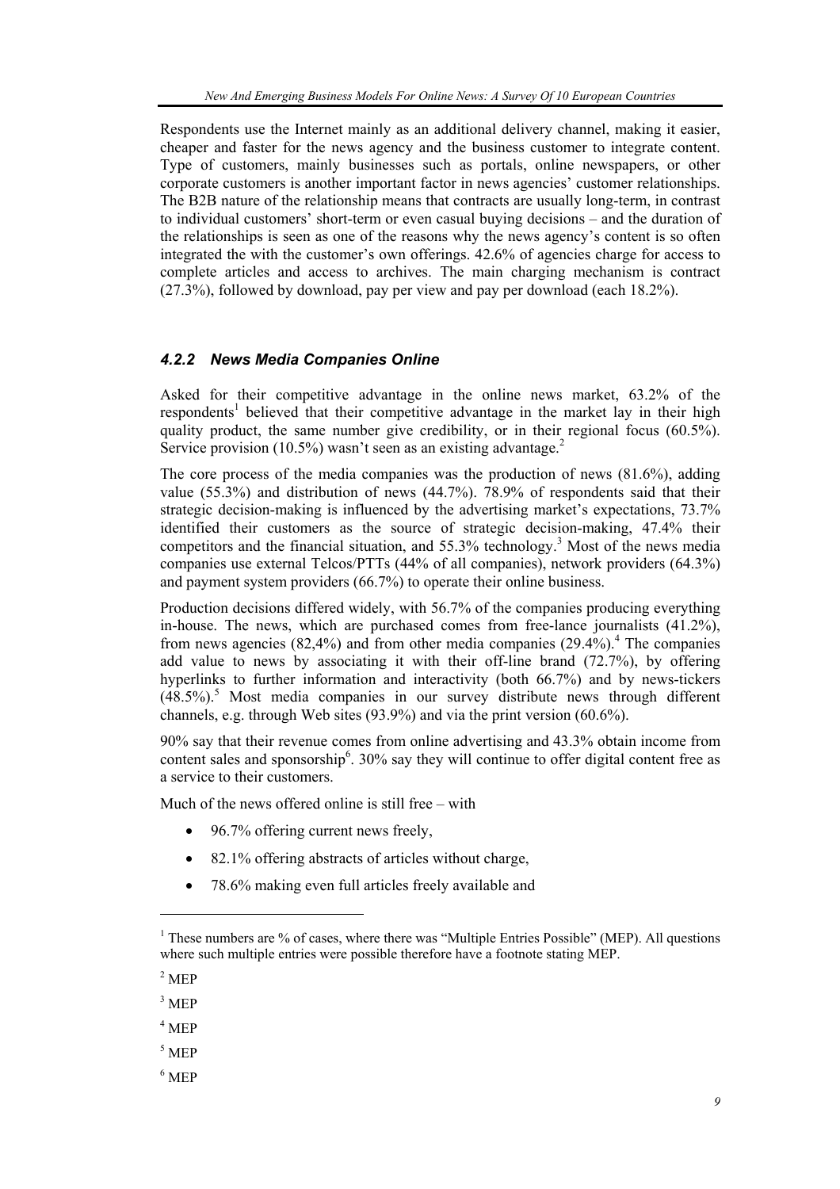Respondents use the Internet mainly as an additional delivery channel, making it easier, cheaper and faster for the news agency and the business customer to integrate content. Type of customers, mainly businesses such as portals, online newspapers, or other corporate customers is another important factor in news agencies' customer relationships. The B2B nature of the relationship means that contracts are usually long-term, in contrast to individual customers' short-term or even casual buying decisions – and the duration of the relationships is seen as one of the reasons why the news agency's content is so often integrated the with the customer's own offerings. 42.6% of agencies charge for access to complete articles and access to archives. The main charging mechanism is contract (27.3%), followed by download, pay per view and pay per download (each 18.2%).

### *4.2.2 News Media Companies Online*

Asked for their competitive advantage in the online news market, 63.2% of the respondents[1] believed that their competitive advantage in the market lay in their high quality product, the same number give credibility, or in their regional focus (60.5%). Service provision (10.5%) wasn't seen as an existing advantage.[2]

The core process of the media companies was the production of news (81.6%), adding value (55.3%) and distribution of news (44.7%). 78.9% of respondents said that their strategic decision-making is influenced by the advertising market's expectations, 73.7% identified their customers as the source of strategic decision-making, 47.4% their competitors and the financial situation, and 55.3% technology.[3] Most of the news media companies use external Telcos/PTTs (44% of all companies), network providers (64.3%) and payment system providers (66.7%) to operate their online business.

Production decisions differed widely, with 56.7% of the companies producing everything in-house. The news, which are purchased comes from free-lance journalists (41.2%), from news agencies (82,4%) and from other media companies (29.4%).[4] The companies add value to news by associating it with their off-line brand (72.7%), by offering hyperlinks to further information and interactivity (both 66.7%) and by news-tickers (48.5%).[5] Most media companies in our survey distribute news through different channels, e.g. through Web sites (93.9%) and via the print version (60.6%).

90% say that their revenue comes from online advertising and 43.3% obtain income from content sales and sponsorship[6]. 30% say they will continue to offer digital content free as a service to their customers.

Much of the news offered online is still free – with

- 96.7% offering current news freely,
- 82.1% offering abstracts of articles without charge,
- 78.6% making even full articles freely available and

[1] These numbers are % of cases, where there was "Multiple Entries Possible" (MEP). All questions where such multiple entries were possible therefore have a footnote stating MEP.

[2] MEP

[3] MEP

[4] MEP

[5] MEP

[6] MEP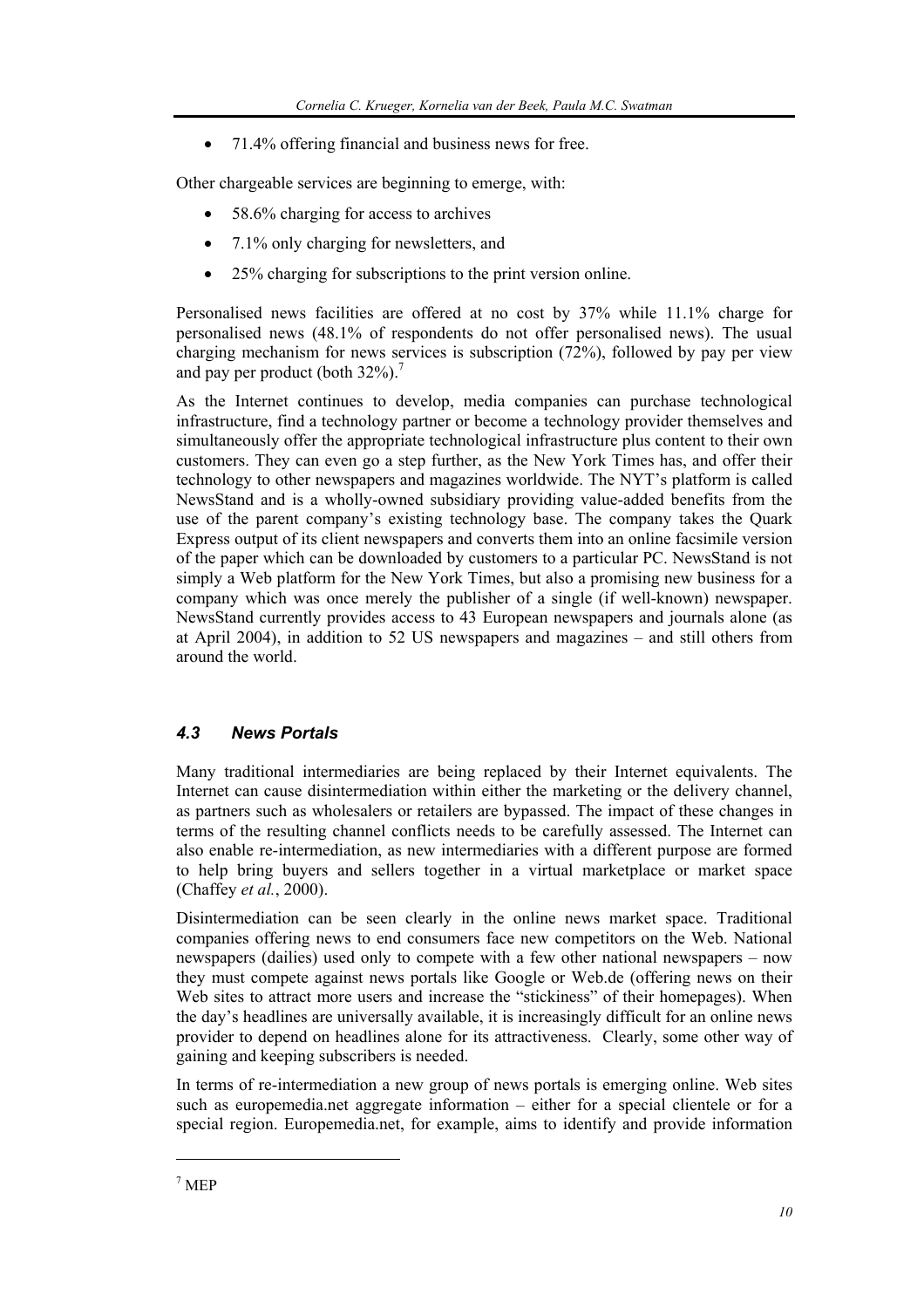- 71.4% offering financial and business news for free.

Other chargeable services are beginning to emerge, with:

- 58.6% charging for access to archives
- 7.1% only charging for newsletters, and
- 25% charging for subscriptions to the print version online.

Personalised news facilities are offered at no cost by 37% while 11.1% charge for personalised news (48.1% of respondents do not offer personalised news). The usual charging mechanism for news services is subscription (72%), followed by pay per view and pay per product (both 32%).[7]

As the Internet continues to develop, media companies can purchase technological infrastructure, find a technology partner or become a technology provider themselves and simultaneously offer the appropriate technological infrastructure plus content to their own customers. They can even go a step further, as the New York Times has, and offer their technology to other newspapers and magazines worldwide. The NYT's platform is called NewsStand and is a wholly-owned subsidiary providing value-added benefits from the use of the parent company's existing technology base. The company takes the Quark Express output of its client newspapers and converts them into an online facsimile version of the paper which can be downloaded by customers to a particular PC. NewsStand is not simply a Web platform for the New York Times, but also a promising new business for a company which was once merely the publisher of a single (if well-known) newspaper. NewsStand currently provides access to 43 European newspapers and journals alone (as at April 2004), in addition to 52 US newspapers and magazines – and still others from around the world.

### *4.3 News Portals*

Many traditional intermediaries are being replaced by their Internet equivalents. The Internet can cause disintermediation within either the marketing or the delivery channel, as partners such as wholesalers or retailers are bypassed. The impact of these changes in terms of the resulting channel conflicts needs to be carefully assessed. The Internet can also enable re-intermediation, as new intermediaries with a different purpose are formed to help bring buyers and sellers together in a virtual marketplace or market space (Chaffey *et al.*, 2000).

Disintermediation can be seen clearly in the online news market space. Traditional companies offering news to end consumers face new competitors on the Web. National newspapers (dailies) used only to compete with a few other national newspapers – now they must compete against news portals like Google or Web.de (offering news on their Web sites to attract more users and increase the "stickiness" of their homepages). When the day's headlines are universally available, it is increasingly difficult for an online news provider to depend on headlines alone for its attractiveness. Clearly, some other way of gaining and keeping subscribers is needed.

In terms of re-intermediation a new group of news portals is emerging online. Web sites such as europemedia.net aggregate information – either for a special clientele or for a special region. Europemedia.net, for example, aims to identify and provide information

[7] MEP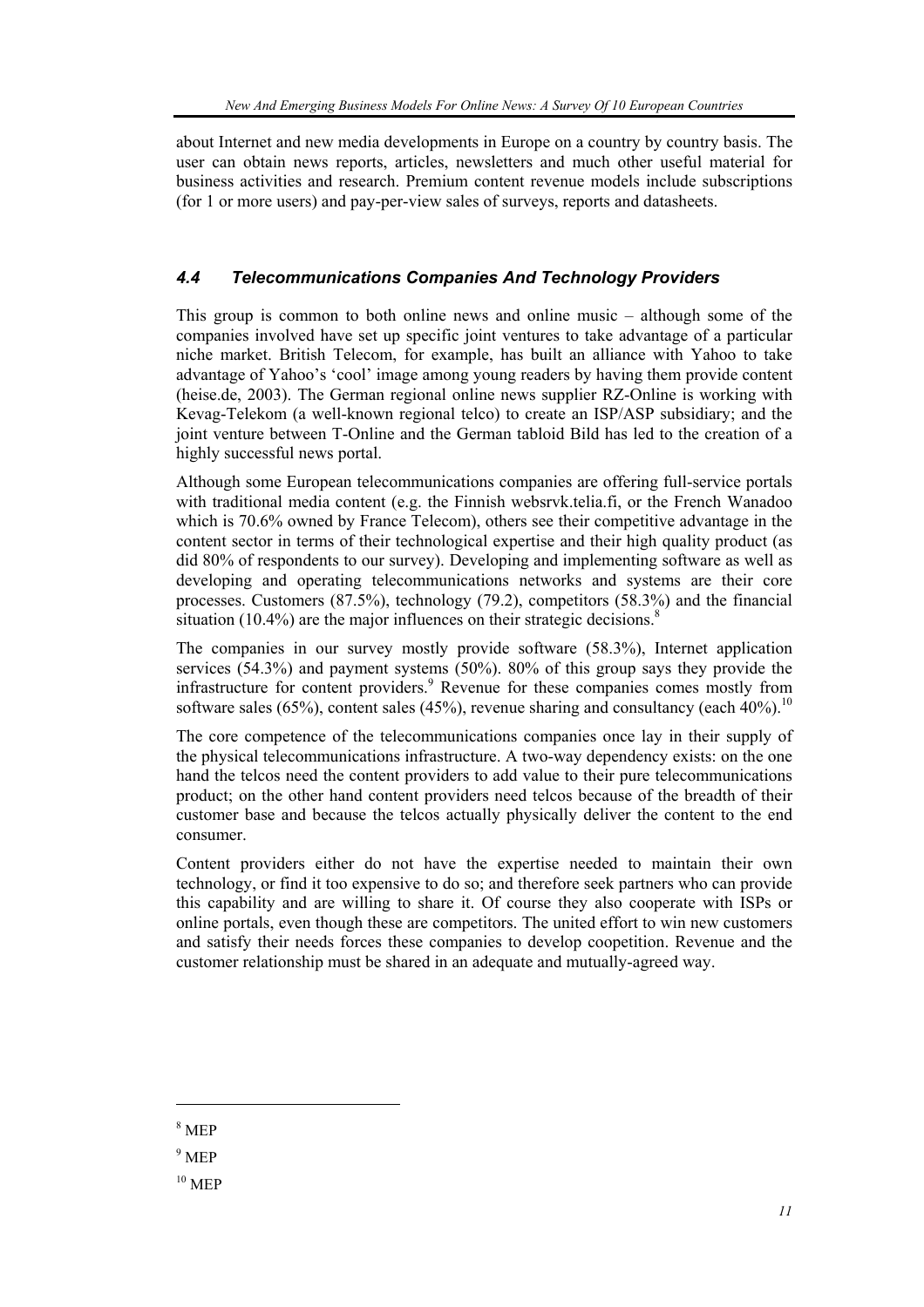about Internet and new media developments in Europe on a country by country basis. The user can obtain news reports, articles, newsletters and much other useful material for business activities and research. Premium content revenue models include subscriptions (for 1 or more users) and pay-per-view sales of surveys, reports and datasheets.

### *4.4 Telecommunications Companies And Technology Providers*

This group is common to both online news and online music – although some of the companies involved have set up specific joint ventures to take advantage of a particular niche market. British Telecom, for example, has built an alliance with Yahoo to take advantage of Yahoo's 'cool' image among young readers by having them provide content (heise.de, 2003). The German regional online news supplier RZ-Online is working with Kevag-Telekom (a well-known regional telco) to create an ISP/ASP subsidiary; and the joint venture between T-Online and the German tabloid Bild has led to the creation of a highly successful news portal.

Although some European telecommunications companies are offering full-service portals with traditional media content (e.g. the Finnish websrvk.telia.fi, or the French Wanadoo which is 70.6% owned by France Telecom), others see their competitive advantage in the content sector in terms of their technological expertise and their high quality product (as did 80% of respondents to our survey). Developing and implementing software as well as developing and operating telecommunications networks and systems are their core processes. Customers (87.5%), technology (79.2), competitors (58.3%) and the financial situation (10.4%) are the major influences on their strategic decisions.[8]

The companies in our survey mostly provide software (58.3%), Internet application services (54.3%) and payment systems (50%). 80% of this group says they provide the infrastructure for content providers.[9] Revenue for these companies comes mostly from software sales (65%), content sales (45%), revenue sharing and consultancy (each 40%).[10]

The core competence of the telecommunications companies once lay in their supply of the physical telecommunications infrastructure. A two-way dependency exists: on the one hand the telcos need the content providers to add value to their pure telecommunications product; on the other hand content providers need telcos because of the breadth of their customer base and because the telcos actually physically deliver the content to the end consumer.

Content providers either do not have the expertise needed to maintain their own technology, or find it too expensive to do so; and therefore seek partners who can provide this capability and are willing to share it. Of course they also cooperate with ISPs or online portals, even though these are competitors. The united effort to win new customers and satisfy their needs forces these companies to develop coopetition. Revenue and the customer relationship must be shared in an adequate and mutually-agreed way.

---

[8] MEP

[9] MEP

[10] MEP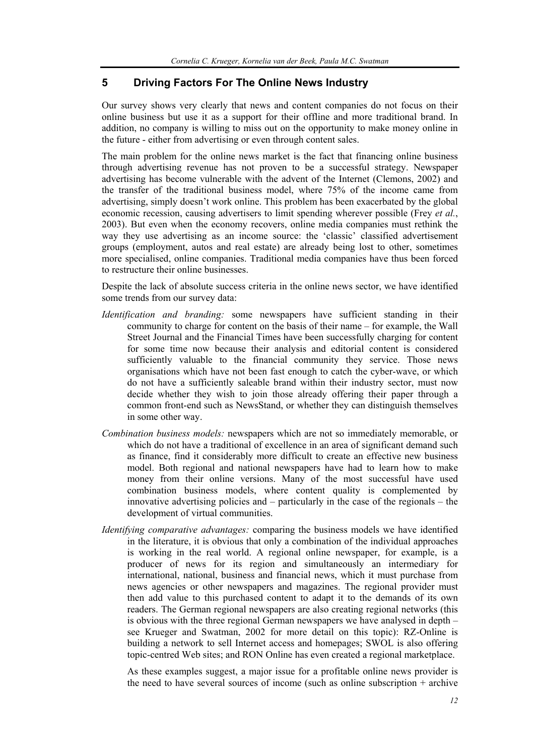## 5 Driving Factors For The Online News Industry

Our survey shows very clearly that news and content companies do not focus on their online business but use it as a support for their offline and more traditional brand. In addition, no company is willing to miss out on the opportunity to make money online in the future - either from advertising or even through content sales.

The main problem for the online news market is the fact that financing online business through advertising revenue has not proven to be a successful strategy. Newspaper advertising has become vulnerable with the advent of the Internet (Clemons, 2002) and the transfer of the traditional business model, where 75% of the income came from advertising, simply doesn't work online. This problem has been exacerbated by the global economic recession, causing advertisers to limit spending wherever possible (Frey *et al.*, 2003). But even when the economy recovers, online media companies must rethink the way they use advertising as an income source: the 'classic' classified advertisement groups (employment, autos and real estate) are already being lost to other, sometimes more specialised, online companies. Traditional media companies have thus been forced to restructure their online businesses.

Despite the lack of absolute success criteria in the online news sector, we have identified some trends from our survey data:

*Identification and branding:* some newspapers have sufficient standing in their community to charge for content on the basis of their name – for example, the Wall Street Journal and the Financial Times have been successfully charging for content for some time now because their analysis and editorial content is considered sufficiently valuable to the financial community they service. Those news organisations which have not been fast enough to catch the cyber-wave, or which do not have a sufficiently saleable brand within their industry sector, must now decide whether they wish to join those already offering their paper through a common front-end such as NewsStand, or whether they can distinguish themselves in some other way.

*Combination business models:* newspapers which are not so immediately memorable, or which do not have a traditional of excellence in an area of significant demand such as finance, find it considerably more difficult to create an effective new business model. Both regional and national newspapers have had to learn how to make money from their online versions. Many of the most successful have used combination business models, where content quality is complemented by innovative advertising policies and – particularly in the case of the regionals – the development of virtual communities.

*Identifying comparative advantages:* comparing the business models we have identified in the literature, it is obvious that only a combination of the individual approaches is working in the real world. A regional online newspaper, for example, is a producer of news for its region and simultaneously an intermediary for international, national, business and financial news, which it must purchase from news agencies or other newspapers and magazines. The regional provider must then add value to this purchased content to adapt it to the demands of its own readers. The German regional newspapers are also creating regional networks (this is obvious with the three regional German newspapers we have analysed in depth – see Krueger and Swatman, 2002 for more detail on this topic): RZ-Online is building a network to sell Internet access and homepages; SWOL is also offering topic-centred Web sites; and RON Online has even created a regional marketplace.

As these examples suggest, a major issue for a profitable online news provider is the need to have several sources of income (such as online subscription + archive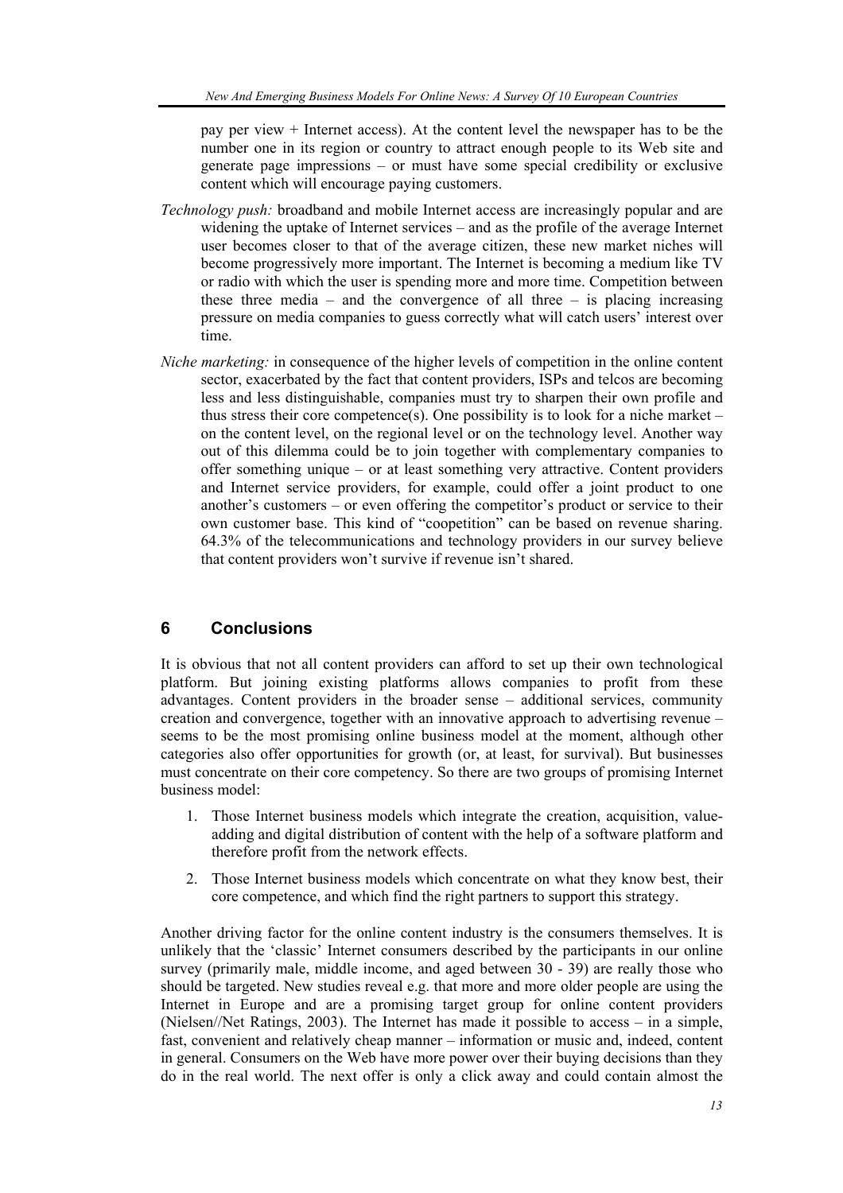pay per view + Internet access). At the content level the newspaper has to be the number one in its region or country to attract enough people to its Web site and generate page impressions – or must have some special credibility or exclusive content which will encourage paying customers.

*Technology push:* broadband and mobile Internet access are increasingly popular and are widening the uptake of Internet services – and as the profile of the average Internet user becomes closer to that of the average citizen, these new market niches will become progressively more important. The Internet is becoming a medium like TV or radio with which the user is spending more and more time. Competition between these three media – and the convergence of all three – is placing increasing pressure on media companies to guess correctly what will catch users' interest over time.

*Niche marketing:* in consequence of the higher levels of competition in the online content sector, exacerbated by the fact that content providers, ISPs and telcos are becoming less and less distinguishable, companies must try to sharpen their own profile and thus stress their core competence(s). One possibility is to look for a niche market – on the content level, on the regional level or on the technology level. Another way out of this dilemma could be to join together with complementary companies to offer something unique – or at least something very attractive. Content providers and Internet service providers, for example, could offer a joint product to one another's customers – or even offering the competitor's product or service to their own customer base. This kind of "coopetition" can be based on revenue sharing. 64.3% of the telecommunications and technology providers in our survey believe that content providers won't survive if revenue isn't shared.

## 6 Conclusions

It is obvious that not all content providers can afford to set up their own technological platform. But joining existing platforms allows companies to profit from these advantages. Content providers in the broader sense – additional services, community creation and convergence, together with an innovative approach to advertising revenue – seems to be the most promising online business model at the moment, although other categories also offer opportunities for growth (or, at least, for survival). But businesses must concentrate on their core competency. So there are two groups of promising Internet business model:

1. Those Internet business models which integrate the creation, acquisition, value-adding and digital distribution of content with the help of a software platform and therefore profit from the network effects.
2. Those Internet business models which concentrate on what they know best, their core competence, and which find the right partners to support this strategy.

Another driving factor for the online content industry is the consumers themselves. It is unlikely that the 'classic' Internet consumers described by the participants in our online survey (primarily male, middle income, and aged between 30 - 39) are really those who should be targeted. New studies reveal e.g. that more and more older people are using the Internet in Europe and are a promising target group for online content providers (Nielsen//Net Ratings, 2003). The Internet has made it possible to access – in a simple, fast, convenient and relatively cheap manner – information or music and, indeed, content in general. Consumers on the Web have more power over their buying decisions than they do in the real world. The next offer is only a click away and could contain almost the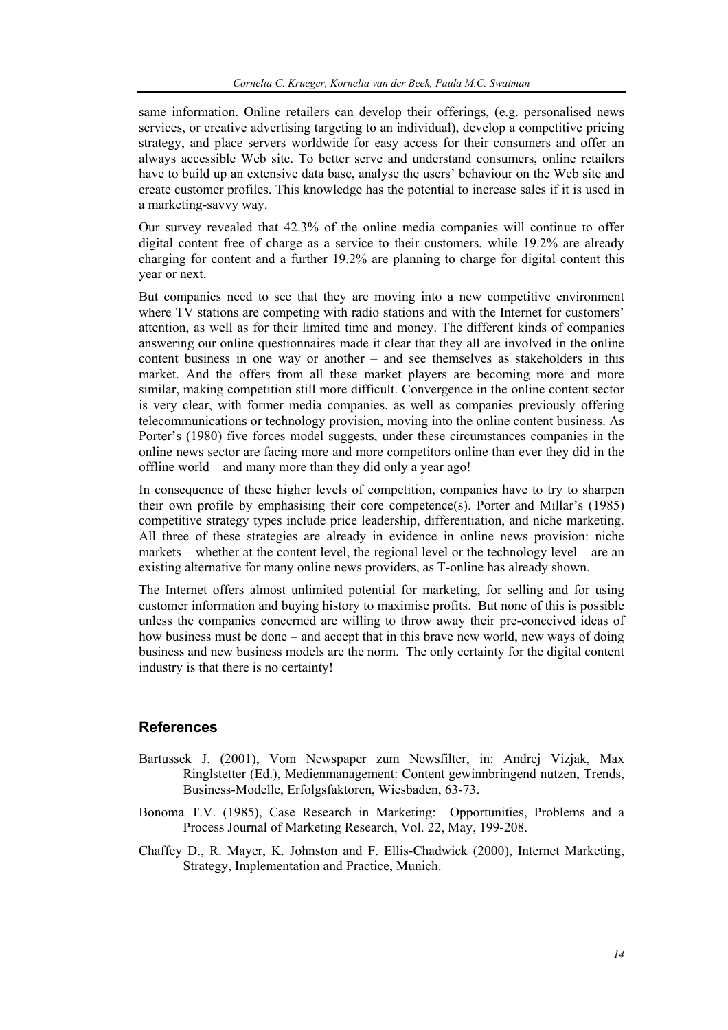same information. Online retailers can develop their offerings, (e.g. personalised news services, or creative advertising targeting to an individual), develop a competitive pricing strategy, and place servers worldwide for easy access for their consumers and offer an always accessible Web site. To better serve and understand consumers, online retailers have to build up an extensive data base, analyse the users' behaviour on the Web site and create customer profiles. This knowledge has the potential to increase sales if it is used in a marketing-savvy way.

Our survey revealed that 42.3% of the online media companies will continue to offer digital content free of charge as a service to their customers, while 19.2% are already charging for content and a further 19.2% are planning to charge for digital content this year or next.

But companies need to see that they are moving into a new competitive environment where TV stations are competing with radio stations and with the Internet for customers' attention, as well as for their limited time and money. The different kinds of companies answering our online questionnaires made it clear that they all are involved in the online content business in one way or another – and see themselves as stakeholders in this market. And the offers from all these market players are becoming more and more similar, making competition still more difficult. Convergence in the online content sector is very clear, with former media companies, as well as companies previously offering telecommunications or technology provision, moving into the online content business. As Porter's (1980) five forces model suggests, under these circumstances companies in the online news sector are facing more and more competitors online than ever they did in the offline world – and many more than they did only a year ago!

In consequence of these higher levels of competition, companies have to try to sharpen their own profile by emphasising their core competence(s). Porter and Millar's (1985) competitive strategy types include price leadership, differentiation, and niche marketing. All three of these strategies are already in evidence in online news provision: niche markets – whether at the content level, the regional level or the technology level – are an existing alternative for many online news providers, as T-online has already shown.

The Internet offers almost unlimited potential for marketing, for selling and for using customer information and buying history to maximise profits. But none of this is possible unless the companies concerned are willing to throw away their pre-conceived ideas of how business must be done – and accept that in this brave new world, new ways of doing business and new business models are the norm. The only certainty for the digital content industry is that there is no certainty!

## References

Bartussek J. (2001), Vom Newspaper zum Newsfilter, in: Andrej Vizjak, Max Ringlstetter (Ed.), Medienmanagement: Content gewinnbringend nutzen, Trends, Business-Modelle, Erfolgsfaktoren, Wiesbaden, 63-73.

Bonoma T.V. (1985), Case Research in Marketing: Opportunities, Problems and a Process Journal of Marketing Research, Vol. 22, May, 199-208.

Chaffey D., R. Mayer, K. Johnston and F. Ellis-Chadwick (2000), Internet Marketing, Strategy, Implementation and Practice, Munich.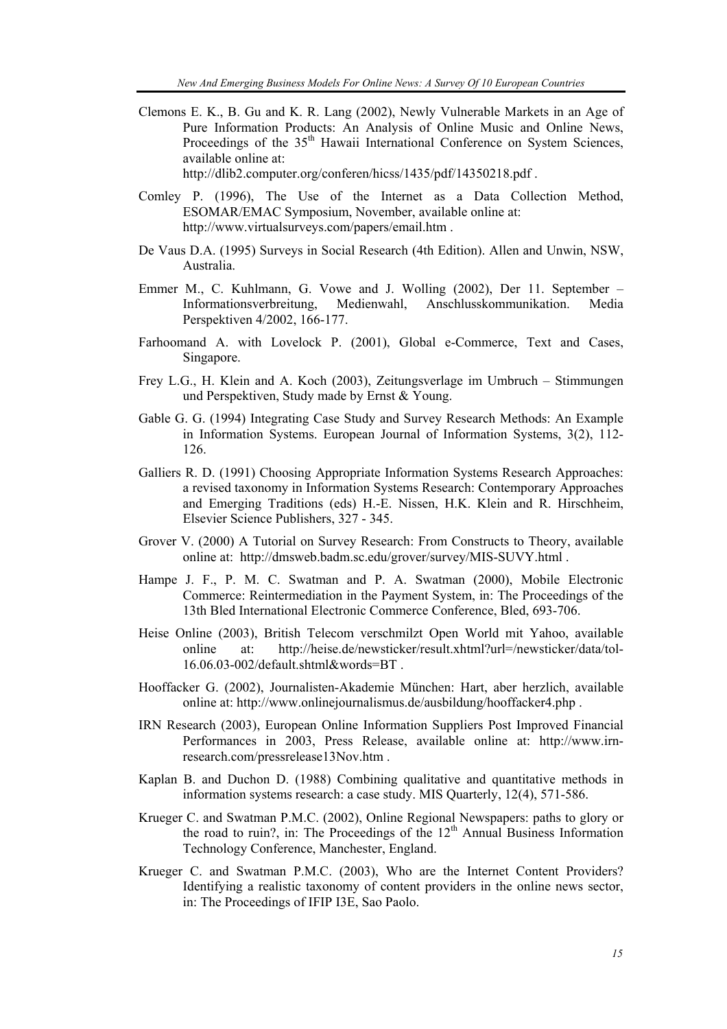Clemons E. K., B. Gu and K. R. Lang (2002), Newly Vulnerable Markets in an Age of Pure Information Products: An Analysis of Online Music and Online News, Proceedings of the 35th Hawaii International Conference on System Sciences, available online at: http://dlib2.computer.org/conferen/hicss/1435/pdf/14350218.pdf .

Comley P. (1996), The Use of the Internet as a Data Collection Method, ESOMAR/EMAC Symposium, November, available online at: http://www.virtualsurveys.com/papers/email.htm .

De Vaus D.A. (1995) Surveys in Social Research (4th Edition). Allen and Unwin, NSW, Australia.

Emmer M., C. Kuhlmann, G. Vowe and J. Wolling (2002), Der 11. September – Informationsverbreitung, Medienwahl, Anschlusskommunikation. Media Perspektiven 4/2002, 166-177.

Farhoomand A. with Lovelock P. (2001), Global e-Commerce, Text and Cases, Singapore.

Frey L.G., H. Klein and A. Koch (2003), Zeitungsverlage im Umbruch – Stimmungen und Perspektiven, Study made by Ernst & Young.

Gable G. G. (1994) Integrating Case Study and Survey Research Methods: An Example in Information Systems. European Journal of Information Systems, 3(2), 112-126.

Galliers R. D. (1991) Choosing Appropriate Information Systems Research Approaches: a revised taxonomy in Information Systems Research: Contemporary Approaches and Emerging Traditions (eds) H.-E. Nissen, H.K. Klein and R. Hirschheim, Elsevier Science Publishers, 327 - 345.

Grover V. (2000) A Tutorial on Survey Research: From Constructs to Theory, available online at: http://dmsweb.badm.sc.edu/grover/survey/MIS-SUVY.html .

Hampe J. F., P. M. C. Swatman and P. A. Swatman (2000), Mobile Electronic Commerce: Reintermediation in the Payment System, in: The Proceedings of the 13th Bled International Electronic Commerce Conference, Bled, 693-706.

Heise Online (2003), British Telecom verschmilzt Open World mit Yahoo, available online at: http://heise.de/newsticker/result.xhtml?url=/newsticker/data/tol-16.06.03-002/default.shtml&words=BT .

Hooffacker G. (2002), Journalisten-Akademie München: Hart, aber herzlich, available online at: http://www.onlinejournalismus.de/ausbildung/hooffacker4.php .

IRN Research (2003), European Online Information Suppliers Post Improved Financial Performances in 2003, Press Release, available online at: http://www.irn-research.com/pressrelease13Nov.htm .

Kaplan B. and Duchon D. (1988) Combining qualitative and quantitative methods in information systems research: a case study. MIS Quarterly, 12(4), 571-586.

Krueger C. and Swatman P.M.C. (2002), Online Regional Newspapers: paths to glory or the road to ruin?, in: The Proceedings of the 12th Annual Business Information Technology Conference, Manchester, England.

Krueger C. and Swatman P.M.C. (2003), Who are the Internet Content Providers? Identifying a realistic taxonomy of content providers in the online news sector, in: The Proceedings of IFIP I3E, Sao Paolo.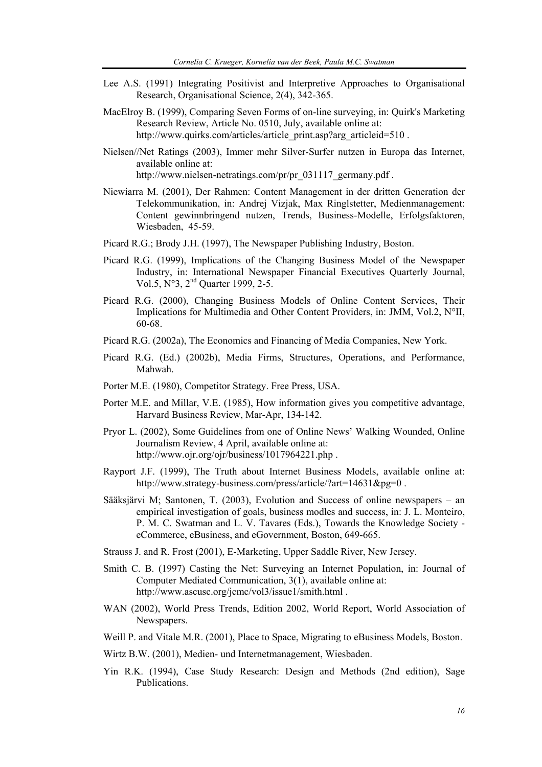Lee A.S. (1991) Integrating Positivist and Interpretive Approaches to Organisational Research, Organisational Science, 2(4), 342-365.

MacElroy B. (1999), Comparing Seven Forms of on-line surveying, in: Quirk's Marketing Research Review, Article No. 0510, July, available online at: http://www.quirks.com/articles/article_print.asp?arg_articleid=510 .

Nielsen//Net Ratings (2003), Immer mehr Silver-Surfer nutzen in Europa das Internet, available online at: http://www.nielsen-netratings.com/pr/pr_031117_germany.pdf .

Niewiarra M. (2001), Der Rahmen: Content Management in der dritten Generation der Telekommunikation, in: Andrej Vizjak, Max Ringlstetter, Medienmanagement: Content gewinnbringend nutzen, Trends, Business-Modelle, Erfolgsfaktoren, Wiesbaden, 45-59.

Picard R.G.; Brody J.H. (1997), The Newspaper Publishing Industry, Boston.

Picard R.G. (1999), Implications of the Changing Business Model of the Newspaper Industry, in: International Newspaper Financial Executives Quarterly Journal, Vol.5, N°3, 2nd Quarter 1999, 2-5.

Picard R.G. (2000), Changing Business Models of Online Content Services, Their Implications for Multimedia and Other Content Providers, in: JMM, Vol.2, N°II, 60-68.

Picard R.G. (2002a), The Economics and Financing of Media Companies, New York.

Picard R.G. (Ed.) (2002b), Media Firms, Structures, Operations, and Performance, Mahwah.

Porter M.E. (1980), Competitor Strategy. Free Press, USA.

Porter M.E. and Millar, V.E. (1985), How information gives you competitive advantage, Harvard Business Review, Mar-Apr, 134-142.

Pryor L. (2002), Some Guidelines from one of Online News' Walking Wounded, Online Journalism Review, 4 April, available online at: http://www.ojr.org/ojr/business/1017964221.php .

Rayport J.F. (1999), The Truth about Internet Business Models, available online at: http://www.strategy-business.com/press/article/?art=14631&pg=0 .

Sääksjärvi M; Santonen, T. (2003), Evolution and Success of online newspapers – an empirical investigation of goals, business modles and success, in: J. L. Monteiro, P. M. C. Swatman and L. V. Tavares (Eds.), Towards the Knowledge Society - eCommerce, eBusiness, and eGovernment, Boston, 649-665.

Strauss J. and R. Frost (2001), E-Marketing, Upper Saddle River, New Jersey.

Smith C. B. (1997) Casting the Net: Surveying an Internet Population, in: Journal of Computer Mediated Communication, 3(1), available online at: http://www.ascusc.org/jcmc/vol3/issue1/smith.html .

WAN (2002), World Press Trends, Edition 2002, World Report, World Association of Newspapers.

Weill P. and Vitale M.R. (2001), Place to Space, Migrating to eBusiness Models, Boston.

Wirtz B.W. (2001), Medien- und Internetmanagement, Wiesbaden.

Yin R.K. (1994), Case Study Research: Design and Methods (2nd edition), Sage Publications.